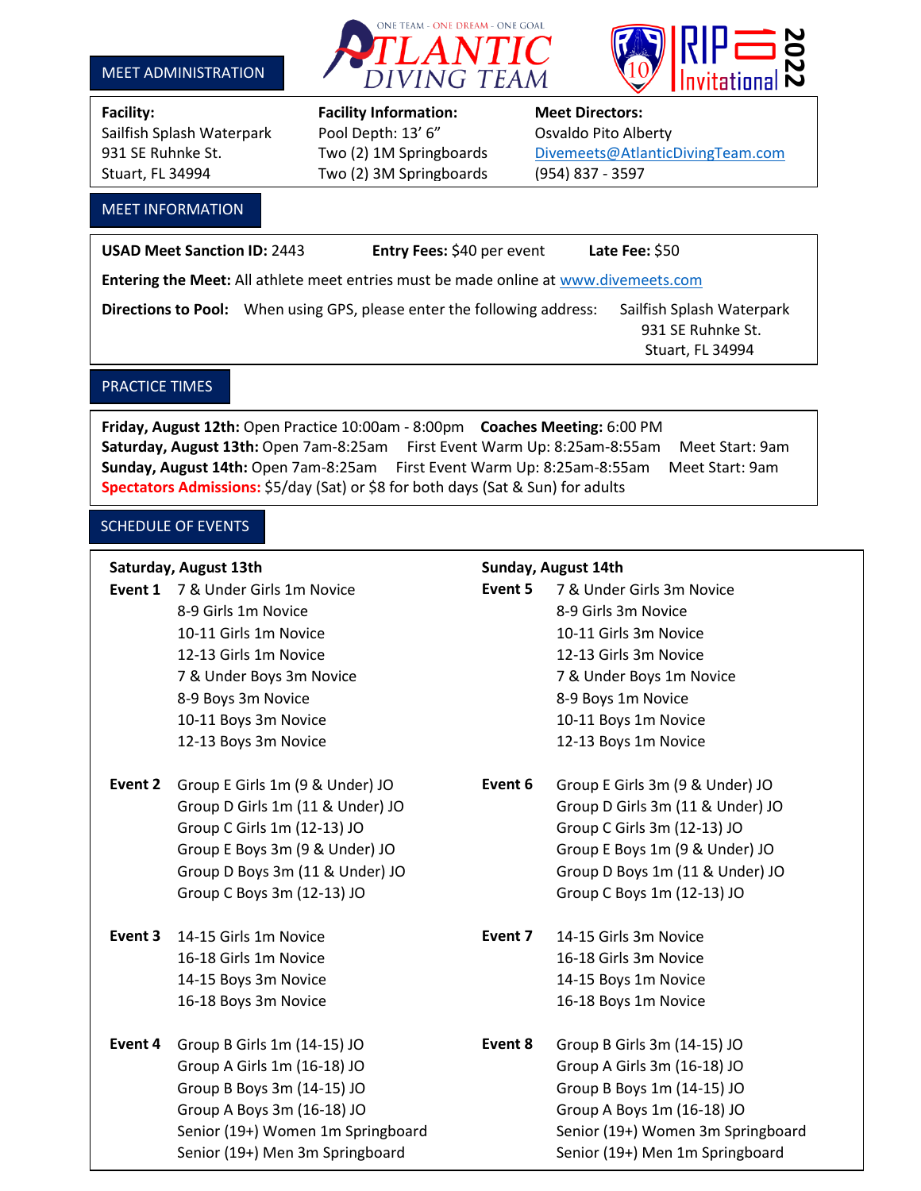ONE TEAM - ONE DREAM - ONE GOAL

ATLANTIC DIVING TEAM

RIP 10 Invitational 2022

## MEET ADMINISTRATION

| Facility: | Facility Information: | Meet Directors: |
|---|---|---|
| Sailfish Splash Waterpark | Pool Depth: 13' 6" | Osvaldo Pito Alberty |
| 931 SE Ruhnke St. | Two (2) 1M Springboards | Divemeets@AtlanticDivingTeam.com |
| Stuart, FL 34994 | Two (2) 3M Springboards | (954) 837 - 3597 |

## MEET INFORMATION

**USAD Meet Sanction ID:** 2443 **Entry Fees:** $40 per event **Late Fee:** $50

**Entering the Meet:** All athlete meet entries must be made online at www.divemeets.com

**Directions to Pool:** When using GPS, please enter the following address: Sailfish Splash Waterpark, 931 SE Ruhnke St., Stuart, FL 34994

## PRACTICE TIMES

**Friday, August 12th:** Open Practice 10:00am - 8:00pm **Coaches Meeting:** 6:00 PM
**Saturday, August 13th:** Open 7am-8:25am First Event Warm Up: 8:25am-8:55am Meet Start: 9am
**Sunday, August 14th:** Open 7am-8:25am First Event Warm Up: 8:25am-8:55am Meet Start: 9am
**Spectators Admissions:** $5/day (Sat) or $8 for both days (Sat & Sun) for adults

## SCHEDULE OF EVENTS

### Saturday, August 13th

**Event 1**
- 7 & Under Girls 1m Novice
- 8-9 Girls 1m Novice
- 10-11 Girls 1m Novice
- 12-13 Girls 1m Novice
- 7 & Under Boys 3m Novice
- 8-9 Boys 3m Novice
- 10-11 Boys 3m Novice
- 12-13 Boys 3m Novice

**Event 2**
- Group E Girls 1m (9 & Under) JO
- Group D Girls 1m (11 & Under) JO
- Group C Girls 1m (12-13) JO
- Group E Boys 3m (9 & Under) JO
- Group D Boys 3m (11 & Under) JO
- Group C Boys 3m (12-13) JO

**Event 3**
- 14-15 Girls 1m Novice
- 16-18 Girls 1m Novice
- 14-15 Boys 3m Novice
- 16-18 Boys 3m Novice

**Event 4**
- Group B Girls 1m (14-15) JO
- Group A Girls 1m (16-18) JO
- Group B Boys 3m (14-15) JO
- Group A Boys 3m (16-18) JO
- Senior (19+) Women 1m Springboard
- Senior (19+) Men 3m Springboard

### Sunday, August 14th

**Event 5**
- 7 & Under Girls 3m Novice
- 8-9 Girls 3m Novice
- 10-11 Girls 3m Novice
- 12-13 Girls 3m Novice
- 7 & Under Boys 1m Novice
- 8-9 Boys 1m Novice
- 10-11 Boys 1m Novice
- 12-13 Boys 1m Novice

**Event 6**
- Group E Girls 3m (9 & Under) JO
- Group D Girls 3m (11 & Under) JO
- Group C Girls 3m (12-13) JO
- Group E Boys 1m (9 & Under) JO
- Group D Boys 1m (11 & Under) JO
- Group C Boys 1m (12-13) JO

**Event 7**
- 14-15 Girls 3m Novice
- 16-18 Girls 3m Novice
- 14-15 Boys 1m Novice
- 16-18 Boys 1m Novice

**Event 8**
- Group B Girls 3m (14-15) JO
- Group A Girls 3m (16-18) JO
- Group B Boys 1m (14-15) JO
- Group A Boys 1m (16-18) JO
- Senior (19+) Women 3m Springboard
- Senior (19+) Men 1m Springboard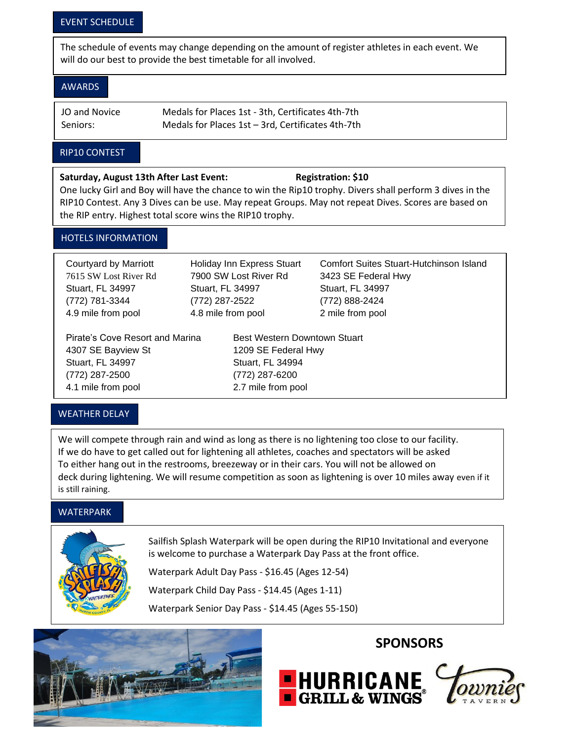## EVENT SCHEDULE

The schedule of events may change depending on the amount of register athletes in each event. We will do our best to provide the best timetable for all involved.

## AWARDS

| | |
|---|---|
| JO and Novice | Medals for Places 1st - 3th, Certificates 4th-7th |
| Seniors: | Medals for Places 1st – 3rd, Certificates 4th-7th |

## RIP10 CONTEST

**Saturday, August 13th After Last Event:** **Registration: $10**

One lucky Girl and Boy will have the chance to win the Rip10 trophy. Divers shall perform 3 dives in the RIP10 Contest. Any 3 Dives can be use. May repeat Groups. May not repeat Dives. Scores are based on the RIP entry. Highest total score wins the RIP10 trophy.

## HOTELS INFORMATION

Courtyard by Marriott
7615 SW Lost River Rd
Stuart, FL 34997
(772) 781-3344
4.9 mile from pool

Holiday Inn Express Stuart
7900 SW Lost River Rd
Stuart, FL 34997
(772) 287-2522
4.8 mile from pool

Comfort Suites Stuart-Hutchinson Island
3423 SE Federal Hwy
Stuart, FL 34997
(772) 888-2424
2 mile from pool

Pirate's Cove Resort and Marina
4307 SE Bayview St
Stuart, FL 34997
(772) 287-2500
4.1 mile from pool

Best Western Downtown Stuart
1209 SE Federal Hwy
Stuart, FL 34994
(772) 287-6200
2.7 mile from pool

## WEATHER DELAY

We will compete through rain and wind as long as there is no lightening too close to our facility. If we do have to get called out for lightening all athletes, coaches and spectators will be asked To either hang out in the restrooms, breezeway or in their cars. You will not be allowed on deck during lightening. We will resume competition as soon as lightening is over 10 miles away even if it is still raining.

## WATERPARK

Sailfish Splash Waterpark will be open during the RIP10 Invitational and everyone is welcome to purchase a Waterpark Day Pass at the front office.

Waterpark Adult Day Pass - $16.45 (Ages 12-54)

Waterpark Child Day Pass - $14.45 (Ages 1-11)

Waterpark Senior Day Pass - $14.45 (Ages 55-150)

## SPONSORS

HURRICANE GRILL & WINGS

Townies Tavern